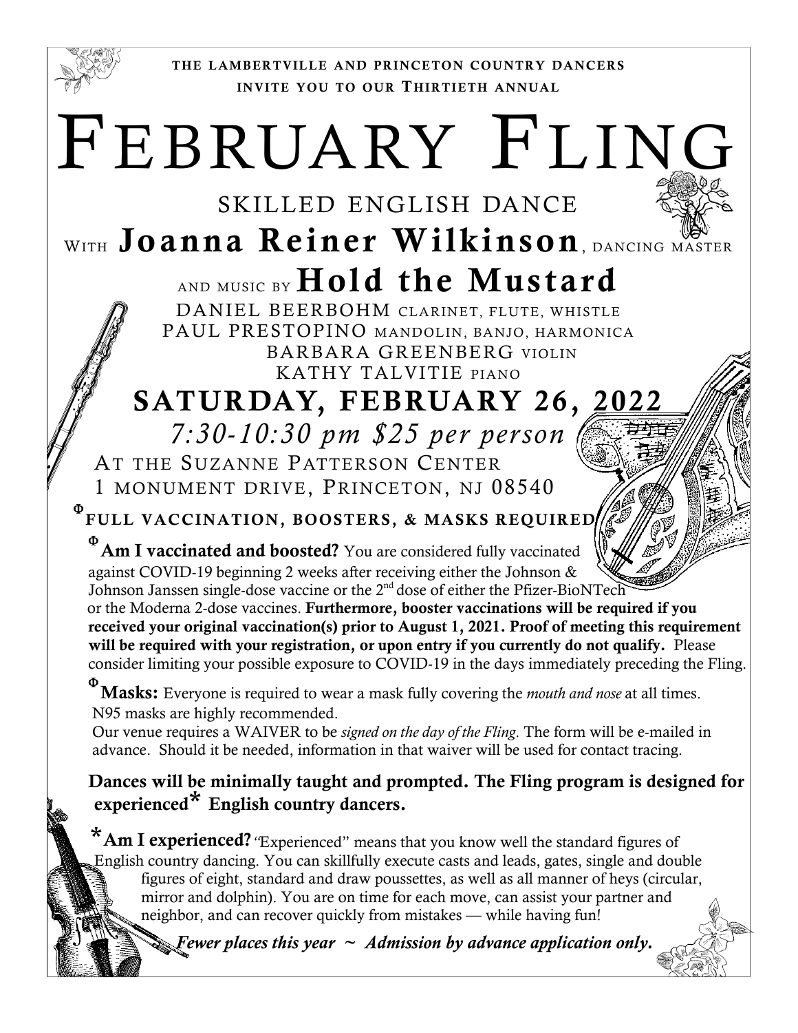THE LAMBERTVILLE AND PRINCETON COUNTRY DANCERS
INVITE YOU TO OUR THIRTIETH ANNUAL

# FEBRUARY FLING

## SKILLED ENGLISH DANCE

WITH **Joanna Reiner Wilkinson**, DANCING MASTER

AND MUSIC BY **Hold the Mustard**

DANIEL BEERBOHM CLARINET, FLUTE, WHISTLE
PAUL PRESTOPINO MANDOLIN, BANJO, HARMONICA
BARBARA GREENBERG VIOLIN
KATHY TALVITIE PIANO

## SATURDAY, FEBRUARY 26, 2022

*7:30-10:30 pm $25 per person*

AT THE SUZANNE PATTERSON CENTER
1 MONUMENT DRIVE, PRINCETON, NJ 08540

Φ**FULL VACCINATION, BOOSTERS, & MASKS REQUIRED**

Φ**Am I vaccinated and boosted?** You are considered fully vaccinated against COVID-19 beginning 2 weeks after receiving either the Johnson & Johnson Janssen single-dose vaccine or the 2nd dose of either the Pfizer-BioNTech or the Moderna 2-dose vaccines. **Furthermore, booster vaccinations will be required if you received your original vaccination(s) prior to August 1, 2021. Proof of meeting this requirement will be required with your registration, or upon entry if you currently do not qualify.** Please consider limiting your possible exposure to COVID-19 in the days immediately preceding the Fling.

Φ**Masks:** Everyone is required to wear a mask fully covering the *mouth and nose* at all times. N95 masks are highly recommended.
Our venue requires a WAIVER to be *signed on the day of the Fling*. The form will be e-mailed in advance. Should it be needed, information in that waiver will be used for contact tracing.

**Dances will be minimally taught and prompted. The Fling program is designed for experienced* English country dancers.**

***Am I experienced?** "Experienced" means that you know well the standard figures of English country dancing. You can skillfully execute casts and leads, gates, single and double figures of eight, standard and draw poussettes, as well as all manner of heys (circular, mirror and dolphin). You are on time for each move, can assist your partner and neighbor, and can recover quickly from mistakes — while having fun!

***Fewer places this year ~ Admission by advance application only.***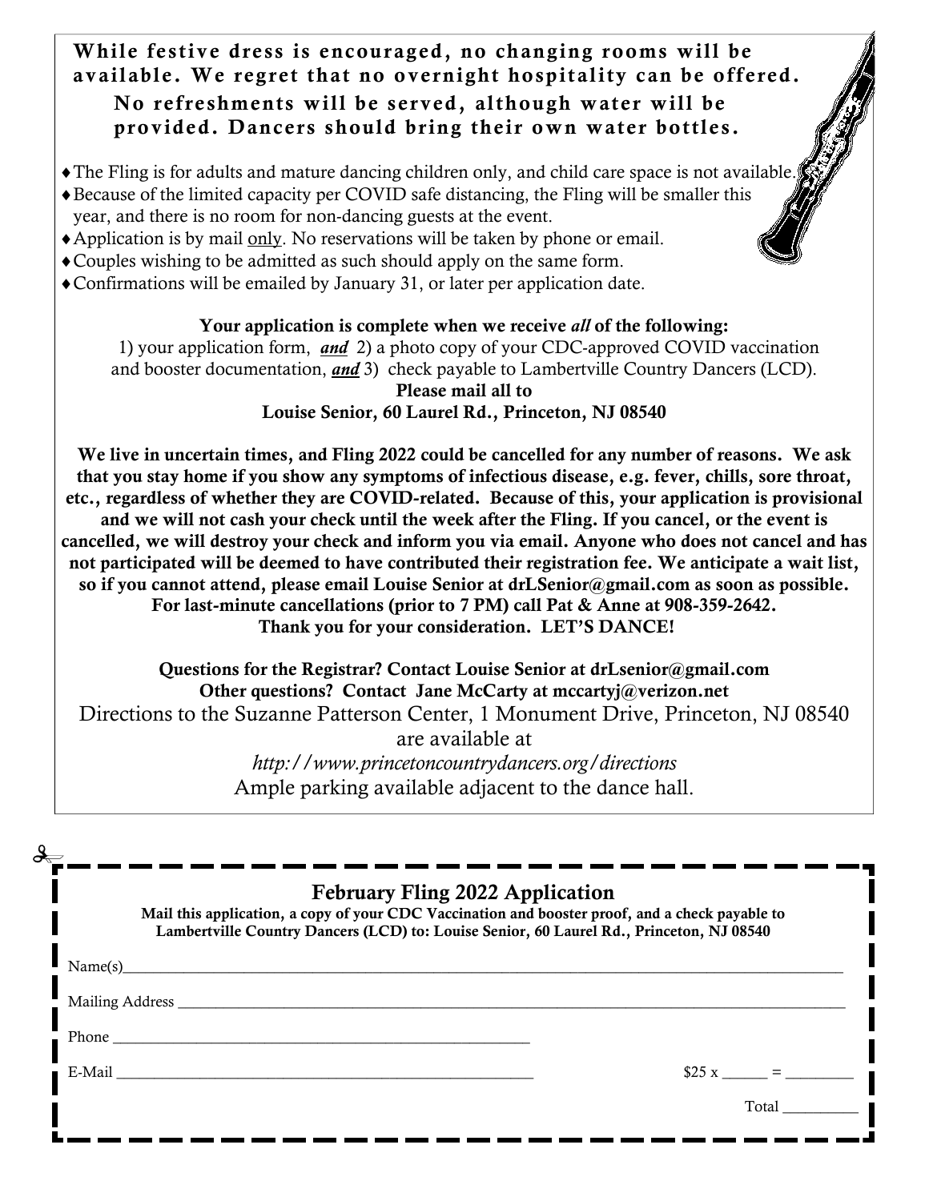**While festive dress is encouraged, no changing rooms will be available. We regret that no overnight hospitality can be offered.**

**No refreshments will be served, although water will be provided. Dancers should bring their own water bottles.**

- ♦The Fling is for adults and mature dancing children only, and child care space is not available.
- ♦Because of the limited capacity per COVID safe distancing, the Fling will be smaller this year, and there is no room for non-dancing guests at the event.
- ♦Application is by mail only. No reservations will be taken by phone or email.
- ♦Couples wishing to be admitted as such should apply on the same form.
- ♦Confirmations will be emailed by January 31, or later per application date.

**Your application is complete when we receive *all* of the following:**
1) your application form, ***and*** 2) a photo copy of your CDC-approved COVID vaccination and booster documentation, ***and*** 3) check payable to Lambertville Country Dancers (LCD).
**Please mail all to**
**Louise Senior, 60 Laurel Rd., Princeton, NJ 08540**

**We live in uncertain times, and Fling 2022 could be cancelled for any number of reasons. We ask that you stay home if you show any symptoms of infectious disease, e.g. fever, chills, sore throat, etc., regardless of whether they are COVID-related. Because of this, your application is provisional and we will not cash your check until the week after the Fling. If you cancel, or the event is cancelled, we will destroy your check and inform you via email. Anyone who does not cancel and has not participated will be deemed to have contributed their registration fee. We anticipate a wait list, so if you cannot attend, please email Louise Senior at drLSenior@gmail.com as soon as possible. For last-minute cancellations (prior to 7 PM) call Pat & Anne at 908-359-2642. Thank you for your consideration. LET'S DANCE!**

**Questions for the Registrar? Contact Louise Senior at drLsenior@gmail.com**
**Other questions? Contact Jane McCarty at mccartyj@verizon.net**

Directions to the Suzanne Patterson Center, 1 Monument Drive, Princeton, NJ 08540 are available at
*http://www.princetoncountrydancers.org/directions*
Ample parking available adjacent to the dance hall.

---

## February Fling 2022 Application

**Mail this application, a copy of your CDC Vaccination and booster proof, and a check payable to Lambertville Country Dancers (LCD) to: Louise Senior, 60 Laurel Rd., Princeton, NJ 08540**

Name(s)______________________________

Mailing Address ______________________________

Phone ______________________________

E-Mail ______________________________ $25 x ______ = ________

Total _________